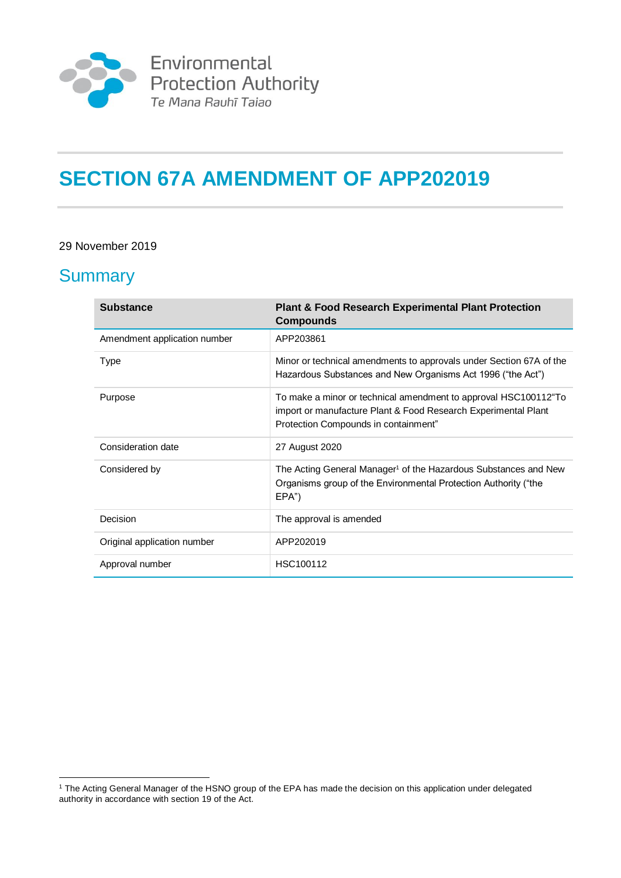Environmental Protection Authority
Te Mana Rauhī Taiao

# SECTION 67A AMENDMENT OF APP202019

29 November 2019

## Summary

| Substance | Plant & Food Research Experimental Plant Protection Compounds |
|---|---|
| Amendment application number | APP203861 |
| Type | Minor or technical amendments to approvals under Section 67A of the Hazardous Substances and New Organisms Act 1996 ("the Act") |
| Purpose | To make a minor or technical amendment to approval HSC100112"To import or manufacture Plant & Food Research Experimental Plant Protection Compounds in containment" |
| Consideration date | 27 August 2020 |
| Considered by | The Acting General Manager[1] of the Hazardous Substances and New Organisms group of the Environmental Protection Authority ("the EPA") |
| Decision | The approval is amended |
| Original application number | APP202019 |
| Approval number | HSC100112 |

[1] The Acting General Manager of the HSNO group of the EPA has made the decision on this application under delegated authority in accordance with section 19 of the Act.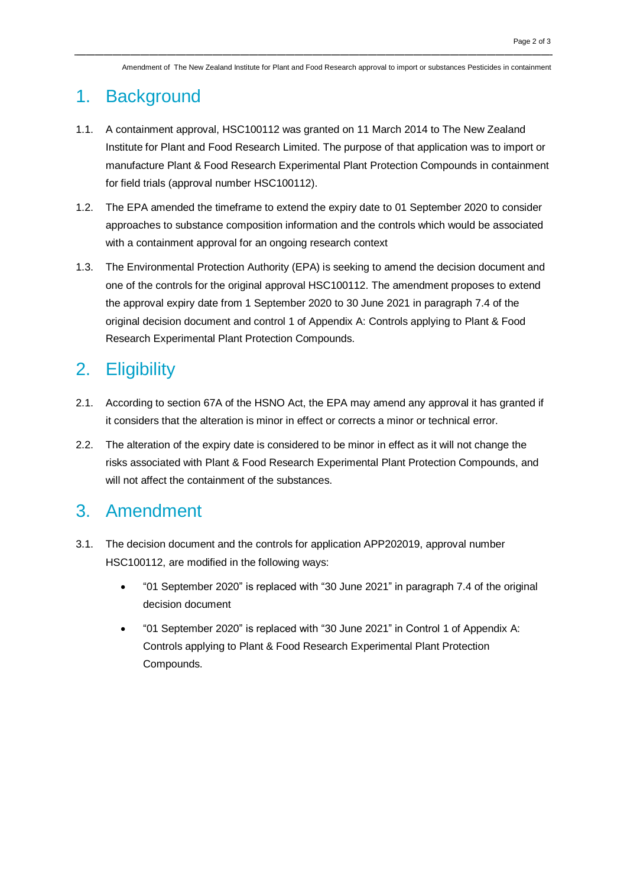# 1. Background

1.1. A containment approval, HSC100112 was granted on 11 March 2014 to The New Zealand Institute for Plant and Food Research Limited. The purpose of that application was to import or manufacture Plant & Food Research Experimental Plant Protection Compounds in containment for field trials (approval number HSC100112).

1.2. The EPA amended the timeframe to extend the expiry date to 01 September 2020 to consider approaches to substance composition information and the controls which would be associated with a containment approval for an ongoing research context

1.3. The Environmental Protection Authority (EPA) is seeking to amend the decision document and one of the controls for the original approval HSC100112. The amendment proposes to extend the approval expiry date from 1 September 2020 to 30 June 2021 in paragraph 7.4 of the original decision document and control 1 of Appendix A: Controls applying to Plant & Food Research Experimental Plant Protection Compounds.

# 2. Eligibility

2.1. According to section 67A of the HSNO Act, the EPA may amend any approval it has granted if it considers that the alteration is minor in effect or corrects a minor or technical error.

2.2. The alteration of the expiry date is considered to be minor in effect as it will not change the risks associated with Plant & Food Research Experimental Plant Protection Compounds, and will not affect the containment of the substances.

# 3. Amendment

3.1. The decision document and the controls for application APP202019, approval number HSC100112, are modified in the following ways:

- "01 September 2020" is replaced with "30 June 2021" in paragraph 7.4 of the original decision document
- "01 September 2020" is replaced with "30 June 2021" in Control 1 of Appendix A: Controls applying to Plant & Food Research Experimental Plant Protection Compounds.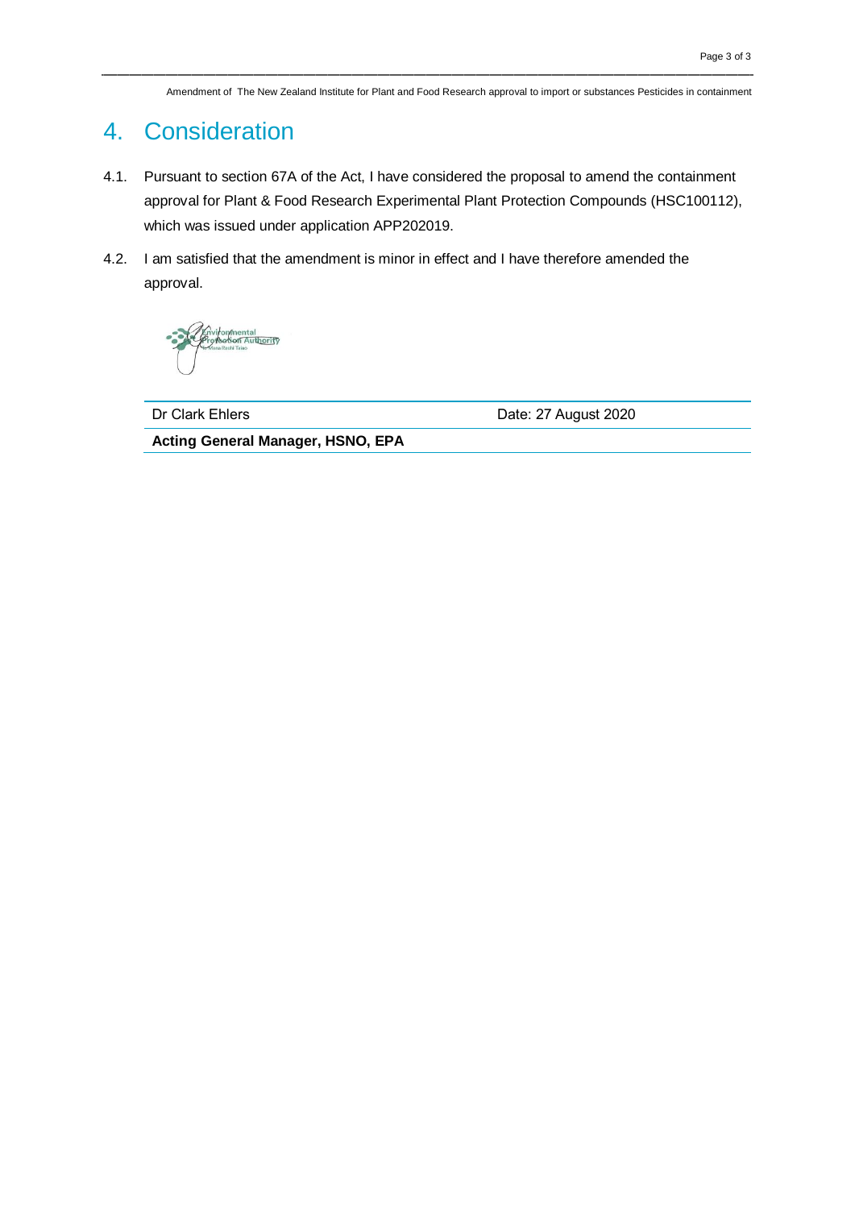# 4. Consideration

4.1. Pursuant to section 67A of the Act, I have considered the proposal to amend the containment approval for Plant & Food Research Experimental Plant Protection Compounds (HSC100112), which was issued under application APP202019.

4.2. I am satisfied that the amendment is minor in effect and I have therefore amended the approval.

| | |
|---|---|
| Dr Clark Ehlers | Date: 27 August 2020 |
| **Acting General Manager, HSNO, EPA** | |